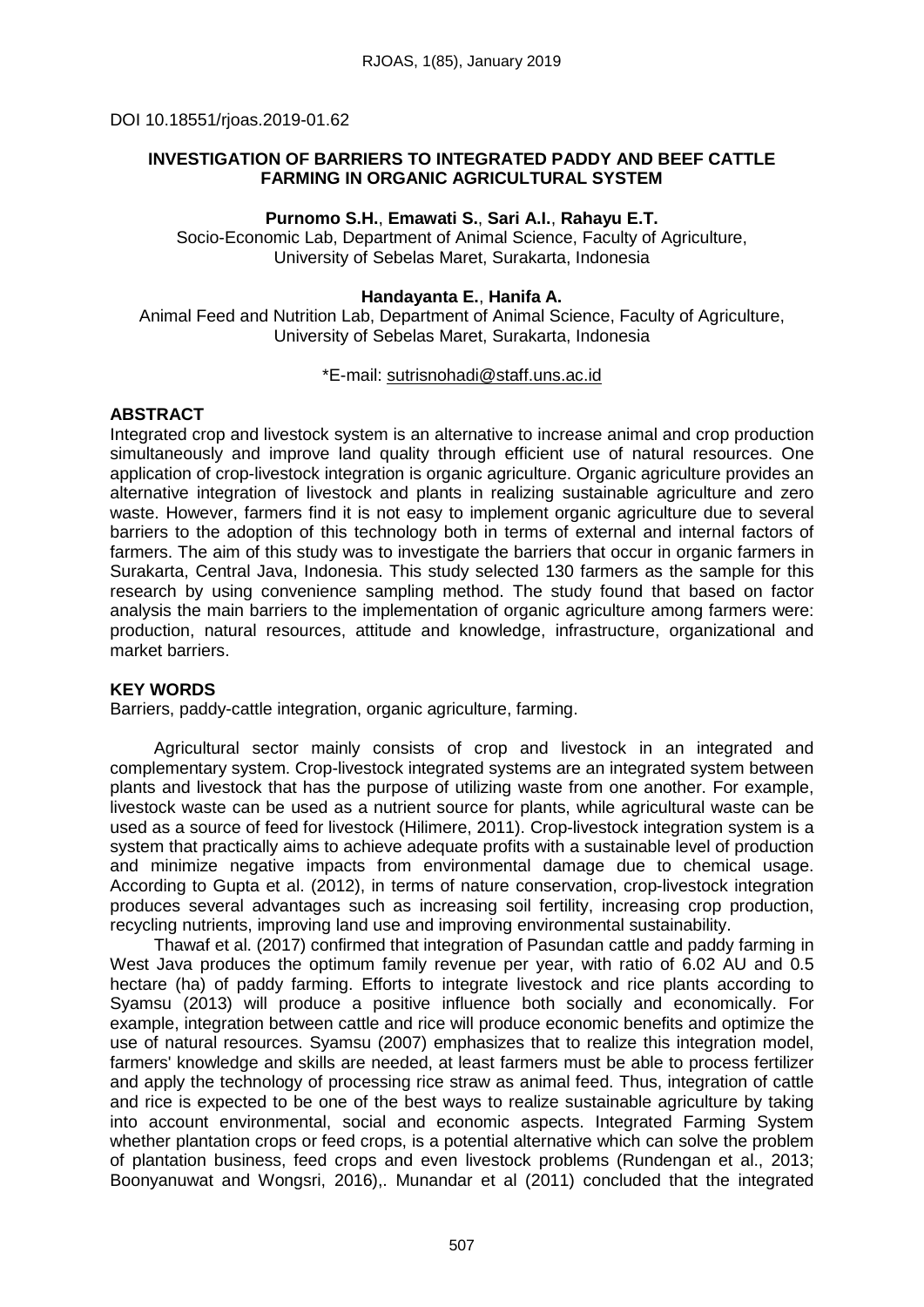DOI 10.18551/rjoas.2019-01.62

# INVESTIGATION OF BARRIERS TO INTEGRATED PADDY AND BEEF CATTLE FARMING IN ORGANIC AGRICULTURAL SYSTEM

**Purnomo S.H.**, **Emawati S.**, **Sari A.I.**, **Rahayu E.T.**

Socio-Economic Lab, Department of Animal Science, Faculty of Agriculture, University of Sebelas Maret, Surakarta, Indonesia

**Handayanta E.**, **Hanifa A.**

Animal Feed and Nutrition Lab, Department of Animal Science, Faculty of Agriculture, University of Sebelas Maret, Surakarta, Indonesia

*E-mail: sutrisnohadi@staff.uns.ac.id

## ABSTRACT

Integrated crop and livestock system is an alternative to increase animal and crop production simultaneously and improve land quality through efficient use of natural resources. One application of crop-livestock integration is organic agriculture. Organic agriculture provides an alternative integration of livestock and plants in realizing sustainable agriculture and zero waste. However, farmers find it is not easy to implement organic agriculture due to several barriers to the adoption of this technology both in terms of external and internal factors of farmers. The aim of this study was to investigate the barriers that occur in organic farmers in Surakarta, Central Java, Indonesia. This study selected 130 farmers as the sample for this research by using convenience sampling method. The study found that based on factor analysis the main barriers to the implementation of organic agriculture among farmers were: production, natural resources, attitude and knowledge, infrastructure, organizational and market barriers.

## KEY WORDS

Barriers, paddy-cattle integration, organic agriculture, farming.

Agricultural sector mainly consists of crop and livestock in an integrated and complementary system. Crop-livestock integrated systems are an integrated system between plants and livestock that has the purpose of utilizing waste from one another. For example, livestock waste can be used as a nutrient source for plants, while agricultural waste can be used as a source of feed for livestock (Hilimere, 2011). Crop-livestock integration system is a system that practically aims to achieve adequate profits with a sustainable level of production and minimize negative impacts from environmental damage due to chemical usage. According to Gupta et al. (2012), in terms of nature conservation, crop-livestock integration produces several advantages such as increasing soil fertility, increasing crop production, recycling nutrients, improving land use and improving environmental sustainability.

Thawaf et al. (2017) confirmed that integration of Pasundan cattle and paddy farming in West Java produces the optimum family revenue per year, with ratio of 6.02 AU and 0.5 hectare (ha) of paddy farming. Efforts to integrate livestock and rice plants according to Syamsu (2013) will produce a positive influence both socially and economically. For example, integration between cattle and rice will produce economic benefits and optimize the use of natural resources. Syamsu (2007) emphasizes that to realize this integration model, farmers' knowledge and skills are needed, at least farmers must be able to process fertilizer and apply the technology of processing rice straw as animal feed. Thus, integration of cattle and rice is expected to be one of the best ways to realize sustainable agriculture by taking into account environmental, social and economic aspects. Integrated Farming System whether plantation crops or feed crops, is a potential alternative which can solve the problem of plantation business, feed crops and even livestock problems (Rundengan et al., 2013; Boonyanuwat and Wongsri, 2016),. Munandar et al (2011) concluded that the integrated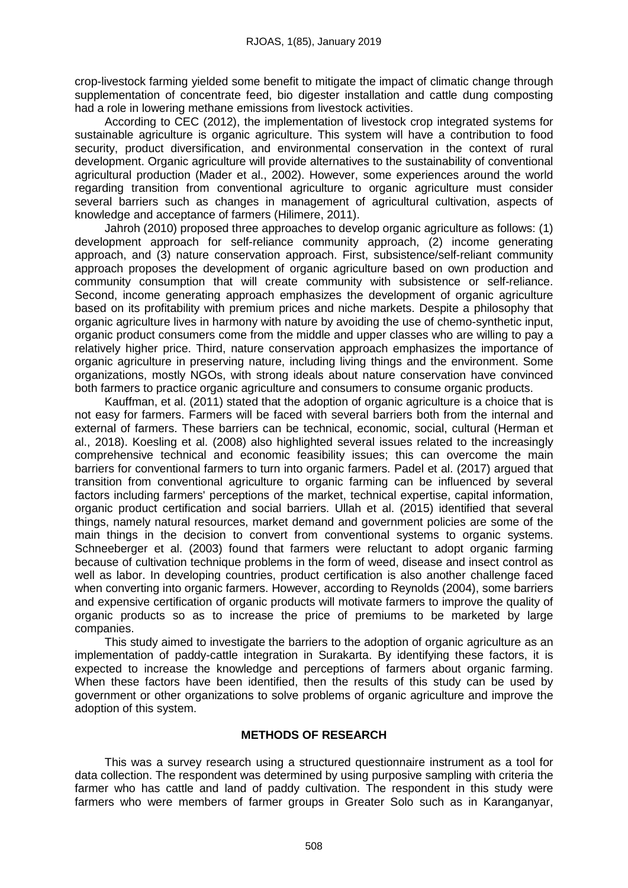crop-livestock farming yielded some benefit to mitigate the impact of climatic change through supplementation of concentrate feed, bio digester installation and cattle dung composting had a role in lowering methane emissions from livestock activities.

According to CEC (2012), the implementation of livestock crop integrated systems for sustainable agriculture is organic agriculture. This system will have a contribution to food security, product diversification, and environmental conservation in the context of rural development. Organic agriculture will provide alternatives to the sustainability of conventional agricultural production (Mader et al., 2002). However, some experiences around the world regarding transition from conventional agriculture to organic agriculture must consider several barriers such as changes in management of agricultural cultivation, aspects of knowledge and acceptance of farmers (Hilimere, 2011).

Jahroh (2010) proposed three approaches to develop organic agriculture as follows: (1) development approach for self-reliance community approach, (2) income generating approach, and (3) nature conservation approach. First, subsistence/self-reliant community approach proposes the development of organic agriculture based on own production and community consumption that will create community with subsistence or self-reliance. Second, income generating approach emphasizes the development of organic agriculture based on its profitability with premium prices and niche markets. Despite a philosophy that organic agriculture lives in harmony with nature by avoiding the use of chemo-synthetic input, organic product consumers come from the middle and upper classes who are willing to pay a relatively higher price. Third, nature conservation approach emphasizes the importance of organic agriculture in preserving nature, including living things and the environment. Some organizations, mostly NGOs, with strong ideals about nature conservation have convinced both farmers to practice organic agriculture and consumers to consume organic products.

Kauffman, et al. (2011) stated that the adoption of organic agriculture is a choice that is not easy for farmers. Farmers will be faced with several barriers both from the internal and external of farmers. These barriers can be technical, economic, social, cultural (Herman et al., 2018). Koesling et al. (2008) also highlighted several issues related to the increasingly comprehensive technical and economic feasibility issues; this can overcome the main barriers for conventional farmers to turn into organic farmers. Padel et al. (2017) argued that transition from conventional agriculture to organic farming can be influenced by several factors including farmers' perceptions of the market, technical expertise, capital information, organic product certification and social barriers. Ullah et al. (2015) identified that several things, namely natural resources, market demand and government policies are some of the main things in the decision to convert from conventional systems to organic systems. Schneeberger et al. (2003) found that farmers were reluctant to adopt organic farming because of cultivation technique problems in the form of weed, disease and insect control as well as labor. In developing countries, product certification is also another challenge faced when converting into organic farmers. However, according to Reynolds (2004), some barriers and expensive certification of organic products will motivate farmers to improve the quality of organic products so as to increase the price of premiums to be marketed by large companies.

This study aimed to investigate the barriers to the adoption of organic agriculture as an implementation of paddy-cattle integration in Surakarta. By identifying these factors, it is expected to increase the knowledge and perceptions of farmers about organic farming. When these factors have been identified, then the results of this study can be used by government or other organizations to solve problems of organic agriculture and improve the adoption of this system.

## METHODS OF RESEARCH

This was a survey research using a structured questionnaire instrument as a tool for data collection. The respondent was determined by using purposive sampling with criteria the farmer who has cattle and land of paddy cultivation. The respondent in this study were farmers who were members of farmer groups in Greater Solo such as in Karanganyar,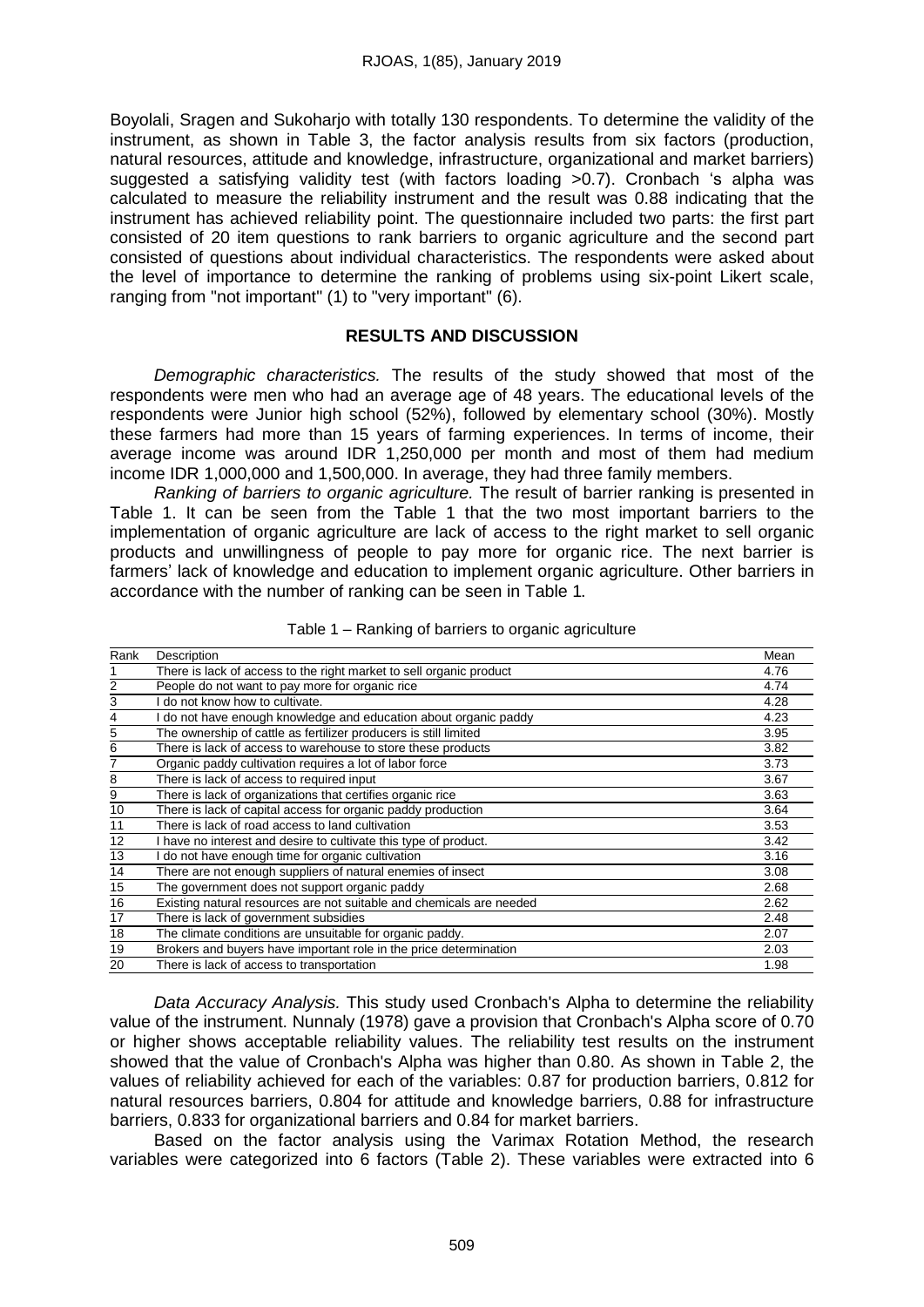Boyolali, Sragen and Sukoharjo with totally 130 respondents. To determine the validity of the instrument, as shown in Table 3, the factor analysis results from six factors (production, natural resources, attitude and knowledge, infrastructure, organizational and market barriers) suggested a satisfying validity test (with factors loading >0.7). Cronbach 's alpha was calculated to measure the reliability instrument and the result was 0.88 indicating that the instrument has achieved reliability point. The questionnaire included two parts: the first part consisted of 20 item questions to rank barriers to organic agriculture and the second part consisted of questions about individual characteristics. The respondents were asked about the level of importance to determine the ranking of problems using six-point Likert scale, ranging from "not important" (1) to "very important" (6).

## RESULTS AND DISCUSSION

*Demographic characteristics.* The results of the study showed that most of the respondents were men who had an average age of 48 years. The educational levels of the respondents were Junior high school (52%), followed by elementary school (30%). Mostly these farmers had more than 15 years of farming experiences. In terms of income, their average income was around IDR 1,250,000 per month and most of them had medium income IDR 1,000,000 and 1,500,000. In average, they had three family members.

*Ranking of barriers to organic agriculture.* The result of barrier ranking is presented in Table 1. It can be seen from the Table 1 that the two most important barriers to the implementation of organic agriculture are lack of access to the right market to sell organic products and unwillingness of people to pay more for organic rice. The next barrier is farmers' lack of knowledge and education to implement organic agriculture. Other barriers in accordance with the number of ranking can be seen in Table 1.

Table 1 – Ranking of barriers to organic agriculture

| Rank | Description | Mean |
|---|---|---|
| 1 | There is lack of access to the right market to sell organic product | 4.76 |
| 2 | People do not want to pay more for organic rice | 4.74 |
| 3 | I do not know how to cultivate. | 4.28 |
| 4 | I do not have enough knowledge and education about organic paddy | 4.23 |
| 5 | The ownership of cattle as fertilizer producers is still limited | 3.95 |
| 6 | There is lack of access to warehouse to store these products | 3.82 |
| 7 | Organic paddy cultivation requires a lot of labor force | 3.73 |
| 8 | There is lack of access to required input | 3.67 |
| 9 | There is lack of organizations that certifies organic rice | 3.63 |
| 10 | There is lack of capital access for organic paddy production | 3.64 |
| 11 | There is lack of road access to land cultivation | 3.53 |
| 12 | I have no interest and desire to cultivate this type of product. | 3.42 |
| 13 | I do not have enough time for organic cultivation | 3.16 |
| 14 | There are not enough suppliers of natural enemies of insect | 3.08 |
| 15 | The government does not support organic paddy | 2.68 |
| 16 | Existing natural resources are not suitable and chemicals are needed | 2.62 |
| 17 | There is lack of government subsidies | 2.48 |
| 18 | The climate conditions are unsuitable for organic paddy. | 2.07 |
| 19 | Brokers and buyers have important role in the price determination | 2.03 |
| 20 | There is lack of access to transportation | 1.98 |

*Data Accuracy Analysis.* This study used Cronbach's Alpha to determine the reliability value of the instrument. Nunnaly (1978) gave a provision that Cronbach's Alpha score of 0.70 or higher shows acceptable reliability values. The reliability test results on the instrument showed that the value of Cronbach's Alpha was higher than 0.80. As shown in Table 2, the values of reliability achieved for each of the variables: 0.87 for production barriers, 0.812 for natural resources barriers, 0.804 for attitude and knowledge barriers, 0.88 for infrastructure barriers, 0.833 for organizational barriers and 0.84 for market barriers.

Based on the factor analysis using the Varimax Rotation Method, the research variables were categorized into 6 factors (Table 2). These variables were extracted into 6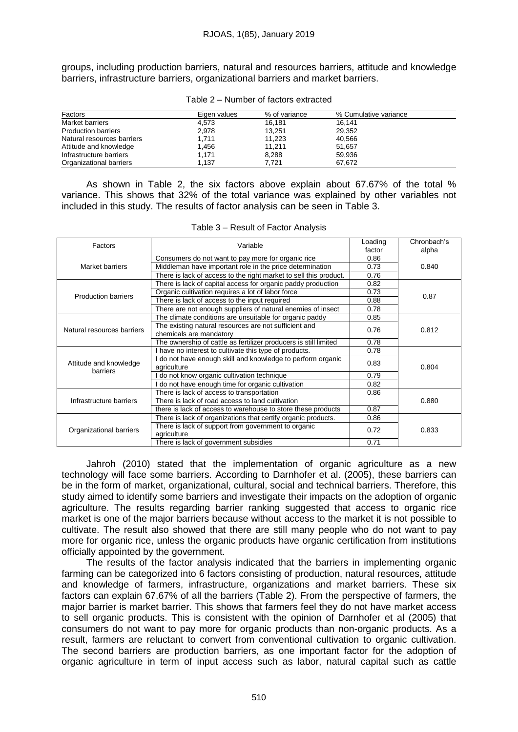groups, including production barriers, natural and resources barriers, attitude and knowledge barriers, infrastructure barriers, organizational barriers and market barriers.

Table 2 – Number of factors extracted

| Factors | Eigen values | % of variance | % Cumulative variance |
|---|---|---|---|
| Market barriers | 4,573 | 16,181 | 16,141 |
| Production barriers | 2,978 | 13,251 | 29,352 |
| Natural resources barriers | 1,711 | 11,223 | 40,566 |
| Attitude and knowledge | 1,456 | 11,211 | 51,657 |
| Infrastructure barriers | 1,171 | 8,288 | 59,936 |
| Organizational barriers | 1,137 | 7,721 | 67,672 |

As shown in Table 2, the six factors above explain about 67.67% of the total % variance. This shows that 32% of the total variance was explained by other variables not included in this study. The results of factor analysis can be seen in Table 3.

Table 3 – Result of Factor Analysis

| Factors | Variable | Loading factor | Chronbach's alpha |
|---|---|---|---|
| Market barriers | Consumers do not want to pay more for organic rice | 0.86 | 0.840 |
| | Middleman have important role in the price determination | 0.73 | |
| | There is lack of access to the right market to sell this product. | 0.76 | |
| Production barriers | There is lack of capital access for organic paddy production | 0.82 | 0.87 |
| | Organic cultivation requires a lot of labor force | 0.73 | |
| | There is lack of access to the input required | 0.88 | |
| | There are not enough suppliers of natural enemies of insect | 0.78 | |
| Natural resources barriers | The climate conditions are unsuitable for organic paddy | 0.85 | 0.812 |
| | The existing natural resources are not sufficient and chemicals are mandatory | 0.76 | |
| | The ownership of cattle as fertilizer producers is still limited | 0.78 | |
| Attitude and knowledge barriers | I have no interest to cultivate this type of products. | 0.78 | 0.804 |
| | I do not have enough skill and knowledge to perform organic agriculture | 0.83 | |
| | I do not know organic cultivation technique | 0.79 | |
| | I do not have enough time for organic cultivation | 0.82 | |
| Infrastructure barriers | There is lack of access to transportation | 0.86 | 0.880 |
| | There is lack of road access to land cultivation | | |
| | there is lack of access to warehouse to store these products | 0.87 | |
| Organizational barriers | There is lack of organizations that certify organic products. | 0.86 | 0.833 |
| | There is lack of support from government to organic agriculture | 0.72 | |
| | There is lack of government subsidies | 0.71 | |

Jahroh (2010) stated that the implementation of organic agriculture as a new technology will face some barriers. According to Darnhofer et al. (2005), these barriers can be in the form of market, organizational, cultural, social and technical barriers. Therefore, this study aimed to identify some barriers and investigate their impacts on the adoption of organic agriculture. The results regarding barrier ranking suggested that access to organic rice market is one of the major barriers because without access to the market it is not possible to cultivate. The result also showed that there are still many people who do not want to pay more for organic rice, unless the organic products have organic certification from institutions officially appointed by the government.

The results of the factor analysis indicated that the barriers in implementing organic farming can be categorized into 6 factors consisting of production, natural resources, attitude and knowledge of farmers, infrastructure, organizations and market barriers. These six factors can explain 67.67% of all the barriers (Table 2). From the perspective of farmers, the major barrier is market barrier. This shows that farmers feel they do not have market access to sell organic products. This is consistent with the opinion of Darnhofer et al (2005) that consumers do not want to pay more for organic products than non-organic products. As a result, farmers are reluctant to convert from conventional cultivation to organic cultivation. The second barriers are production barriers, as one important factor for the adoption of organic agriculture in term of input access such as labor, natural capital such as cattle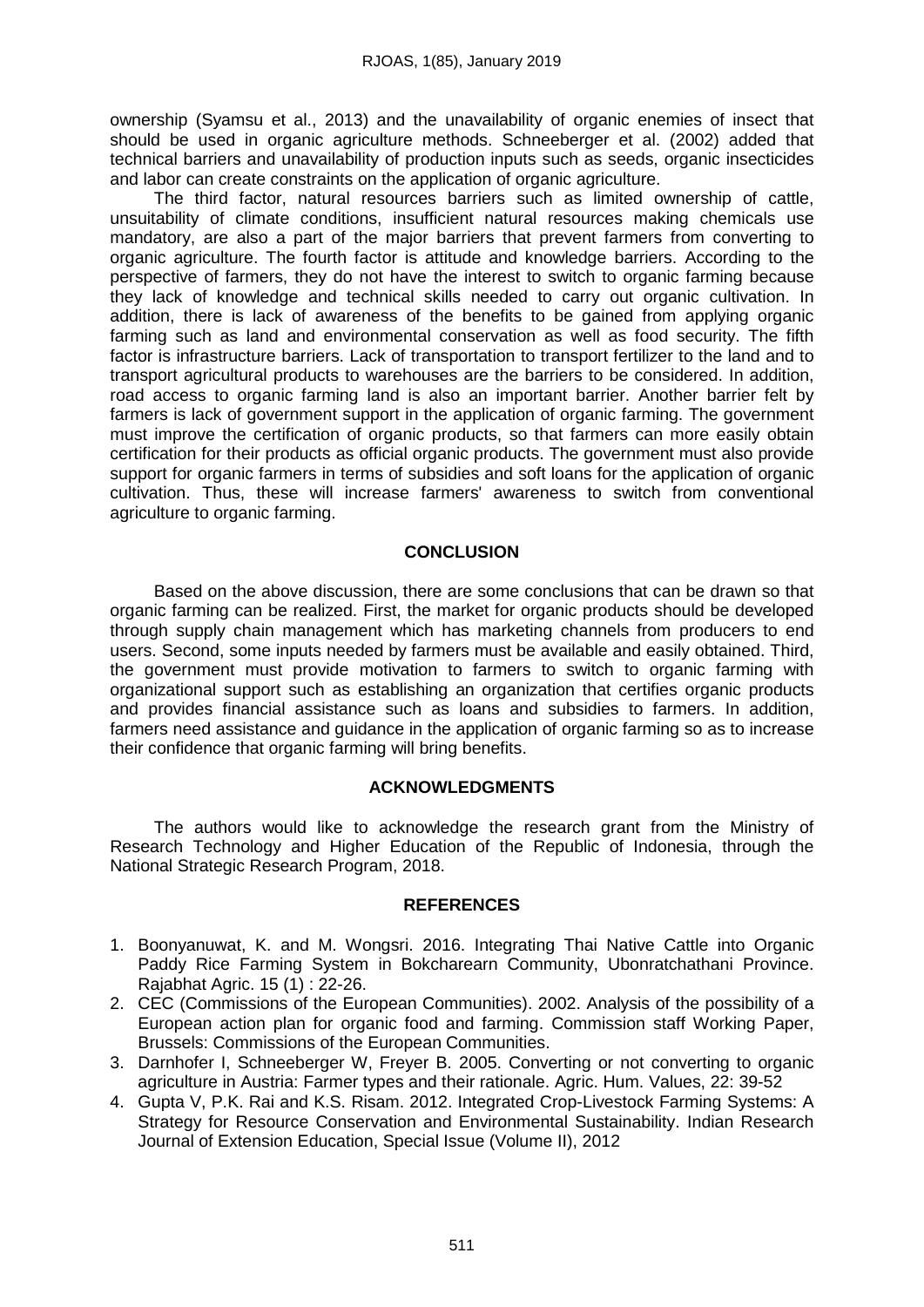ownership (Syamsu et al., 2013) and the unavailability of organic enemies of insect that should be used in organic agriculture methods. Schneeberger et al. (2002) added that technical barriers and unavailability of production inputs such as seeds, organic insecticides and labor can create constraints on the application of organic agriculture.

The third factor, natural resources barriers such as limited ownership of cattle, unsuitability of climate conditions, insufficient natural resources making chemicals use mandatory, are also a part of the major barriers that prevent farmers from converting to organic agriculture. The fourth factor is attitude and knowledge barriers. According to the perspective of farmers, they do not have the interest to switch to organic farming because they lack of knowledge and technical skills needed to carry out organic cultivation. In addition, there is lack of awareness of the benefits to be gained from applying organic farming such as land and environmental conservation as well as food security. The fifth factor is infrastructure barriers. Lack of transportation to transport fertilizer to the land and to transport agricultural products to warehouses are the barriers to be considered. In addition, road access to organic farming land is also an important barrier. Another barrier felt by farmers is lack of government support in the application of organic farming. The government must improve the certification of organic products, so that farmers can more easily obtain certification for their products as official organic products. The government must also provide support for organic farmers in terms of subsidies and soft loans for the application of organic cultivation. Thus, these will increase farmers' awareness to switch from conventional agriculture to organic farming.

## CONCLUSION

Based on the above discussion, there are some conclusions that can be drawn so that organic farming can be realized. First, the market for organic products should be developed through supply chain management which has marketing channels from producers to end users. Second, some inputs needed by farmers must be available and easily obtained. Third, the government must provide motivation to farmers to switch to organic farming with organizational support such as establishing an organization that certifies organic products and provides financial assistance such as loans and subsidies to farmers. In addition, farmers need assistance and guidance in the application of organic farming so as to increase their confidence that organic farming will bring benefits.

## ACKNOWLEDGMENTS

The authors would like to acknowledge the research grant from the Ministry of Research Technology and Higher Education of the Republic of Indonesia, through the National Strategic Research Program, 2018.

## REFERENCES

1. Boonyanuwat, K. and M. Wongsri. 2016. Integrating Thai Native Cattle into Organic Paddy Rice Farming System in Bokcharearn Community, Ubonratchathani Province. Rajabhat Agric. 15 (1) : 22-26.
2. CEC (Commissions of the European Communities). 2002. Analysis of the possibility of a European action plan for organic food and farming. Commission staff Working Paper, Brussels: Commissions of the European Communities.
3. Darnhofer I, Schneeberger W, Freyer B. 2005. Converting or not converting to organic agriculture in Austria: Farmer types and their rationale. Agric. Hum. Values, 22: 39-52
4. Gupta V, P.K. Rai and K.S. Risam. 2012. Integrated Crop-Livestock Farming Systems: A Strategy for Resource Conservation and Environmental Sustainability. Indian Research Journal of Extension Education, Special Issue (Volume II), 2012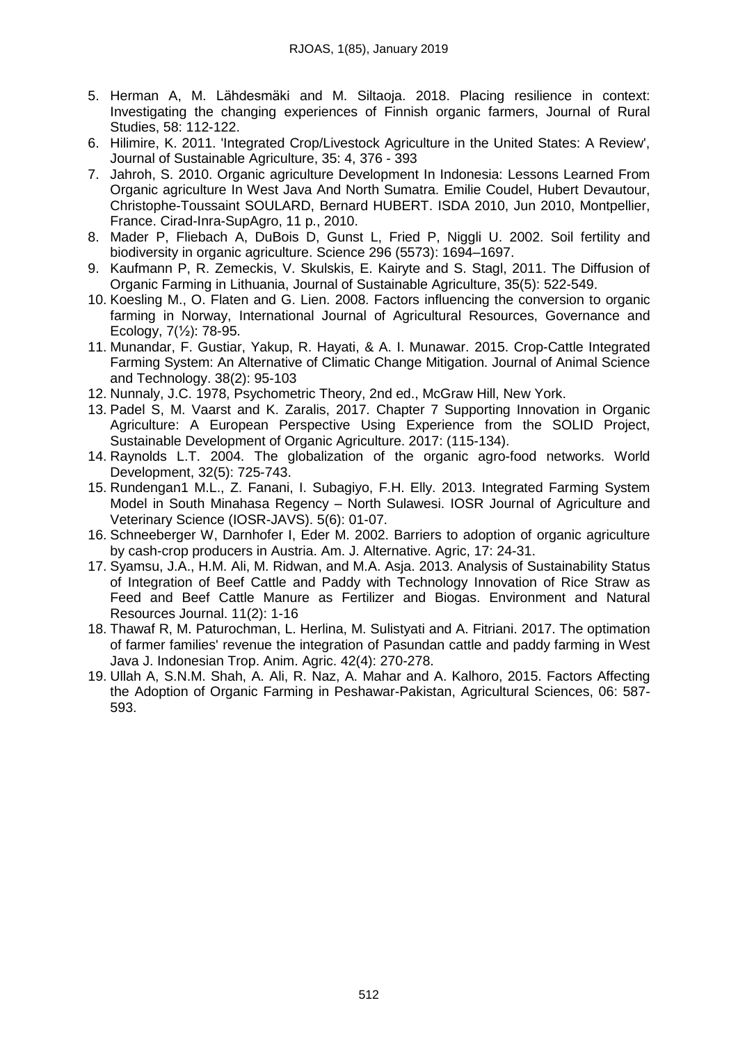5. Herman A, M. Lähdesmäki and M. Siltaoja. 2018. Placing resilience in context: Investigating the changing experiences of Finnish organic farmers, Journal of Rural Studies, 58: 112-122.
6. Hilimire, K. 2011. 'Integrated Crop/Livestock Agriculture in the United States: A Review', Journal of Sustainable Agriculture, 35: 4, 376 - 393
7. Jahroh, S. 2010. Organic agriculture Development In Indonesia: Lessons Learned From Organic agriculture In West Java And North Sumatra. Emilie Coudel, Hubert Devautour, Christophe-Toussaint SOULARD, Bernard HUBERT. ISDA 2010, Jun 2010, Montpellier, France. Cirad-Inra-SupAgro, 11 p., 2010.
8. Mader P, Fliebach A, DuBois D, Gunst L, Fried P, Niggli U. 2002. Soil fertility and biodiversity in organic agriculture. Science 296 (5573): 1694–1697.
9. Kaufmann P, R. Zemeckis, V. Skulskis, E. Kairyte and S. Stagl, 2011. The Diffusion of Organic Farming in Lithuania, Journal of Sustainable Agriculture, 35(5): 522-549.
10. Koesling M., O. Flaten and G. Lien. 2008. Factors influencing the conversion to organic farming in Norway, International Journal of Agricultural Resources, Governance and Ecology, 7(½): 78-95.
11. Munandar, F. Gustiar, Yakup, R. Hayati, & A. I. Munawar. 2015. Crop-Cattle Integrated Farming System: An Alternative of Climatic Change Mitigation. Journal of Animal Science and Technology. 38(2): 95-103
12. Nunnaly, J.C. 1978, Psychometric Theory, 2nd ed., McGraw Hill, New York.
13. Padel S, M. Vaarst and K. Zaralis, 2017. Chapter 7 Supporting Innovation in Organic Agriculture: A European Perspective Using Experience from the SOLID Project, Sustainable Development of Organic Agriculture. 2017: (115-134).
14. Raynolds L.T. 2004. The globalization of the organic agro-food networks. World Development, 32(5): 725-743.
15. Rundengan1 M.L., Z. Fanani, I. Subagiyo, F.H. Elly. 2013. Integrated Farming System Model in South Minahasa Regency – North Sulawesi. IOSR Journal of Agriculture and Veterinary Science (IOSR-JAVS). 5(6): 01-07.
16. Schneeberger W, Darnhofer I, Eder M. 2002. Barriers to adoption of organic agriculture by cash-crop producers in Austria. Am. J. Alternative. Agric, 17: 24-31.
17. Syamsu, J.A., H.M. Ali, M. Ridwan, and M.A. Asja. 2013. Analysis of Sustainability Status of Integration of Beef Cattle and Paddy with Technology Innovation of Rice Straw as Feed and Beef Cattle Manure as Fertilizer and Biogas. Environment and Natural Resources Journal. 11(2): 1-16
18. Thawaf R, M. Paturochman, L. Herlina, M. Sulistyati and A. Fitriani. 2017. The optimation of farmer families' revenue the integration of Pasundan cattle and paddy farming in West Java J. Indonesian Trop. Anim. Agric. 42(4): 270-278.
19. Ullah A, S.N.M. Shah, A. Ali, R. Naz, A. Mahar and A. Kalhoro, 2015. Factors Affecting the Adoption of Organic Farming in Peshawar-Pakistan, Agricultural Sciences, 06: 587-593.